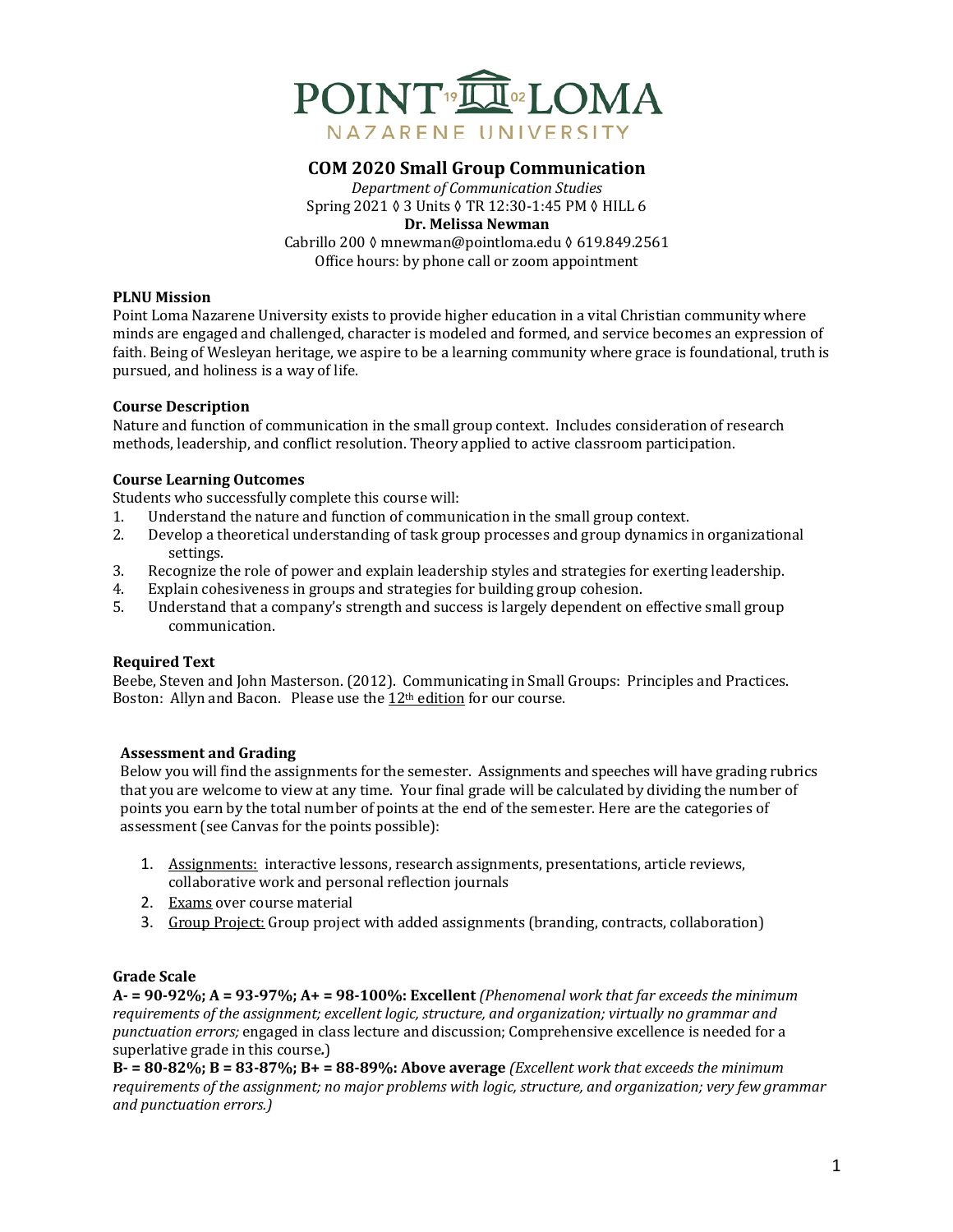# COM 2020 Small Group Communication

*Department of Communication Studies*
Spring 2021 ◊ 3 Units ◊ TR 12:30-1:45 PM ◊ HILL 6
**Dr. Melissa Newman**
Cabrillo 200 ◊ mnewman@pointloma.edu ◊ 619.849.2561
Office hours: by phone call or zoom appointment

### PLNU Mission

Point Loma Nazarene University exists to provide higher education in a vital Christian community where minds are engaged and challenged, character is modeled and formed, and service becomes an expression of faith. Being of Wesleyan heritage, we aspire to be a learning community where grace is foundational, truth is pursued, and holiness is a way of life.

### Course Description

Nature and function of communication in the small group context. Includes consideration of research methods, leadership, and conflict resolution. Theory applied to active classroom participation.

### Course Learning Outcomes

Students who successfully complete this course will:

1. Understand the nature and function of communication in the small group context.
2. Develop a theoretical understanding of task group processes and group dynamics in organizational settings.
3. Recognize the role of power and explain leadership styles and strategies for exerting leadership.
4. Explain cohesiveness in groups and strategies for building group cohesion.
5. Understand that a company's strength and success is largely dependent on effective small group communication.

### Required Text

Beebe, Steven and John Masterson. (2012). Communicating in Small Groups: Principles and Practices. Boston: Allyn and Bacon. Please use the 12th edition for our course.

### Assessment and Grading

Below you will find the assignments for the semester. Assignments and speeches will have grading rubrics that you are welcome to view at any time. Your final grade will be calculated by dividing the number of points you earn by the total number of points at the end of the semester. Here are the categories of assessment (see Canvas for the points possible):

1. Assignments: interactive lessons, research assignments, presentations, article reviews, collaborative work and personal reflection journals
2. Exams over course material
3. Group Project: Group project with added assignments (branding, contracts, collaboration)

### Grade Scale

**A- = 90-92%; A = 93-97%; A+ = 98-100%: Excellent** *(Phenomenal work that far exceeds the minimum requirements of the assignment; excellent logic, structure, and organization; virtually no grammar and punctuation errors;* engaged in class lecture and discussion; Comprehensive excellence is needed for a superlative grade in this course.)

**B- = 80-82%; B = 83-87%; B+ = 88-89%: Above average** *(Excellent work that exceeds the minimum requirements of the assignment; no major problems with logic, structure, and organization; very few grammar and punctuation errors.)*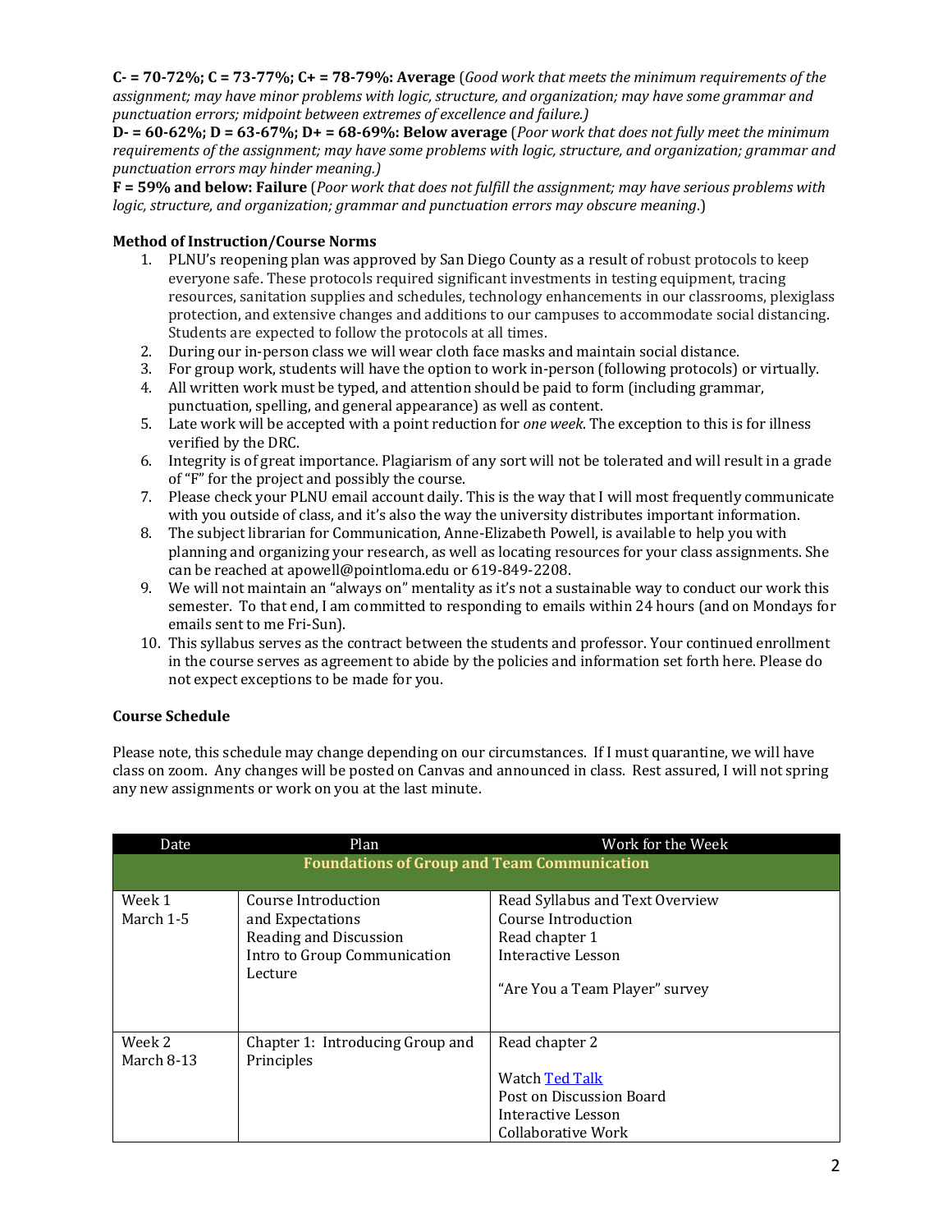**C- = 70-72%; C = 73-77%; C+ = 78-79%: Average** (*Good work that meets the minimum requirements of the assignment; may have minor problems with logic, structure, and organization; may have some grammar and punctuation errors; midpoint between extremes of excellence and failure.)*

**D- = 60-62%; D = 63-67%; D+ = 68-69%: Below average** (*Poor work that does not fully meet the minimum requirements of the assignment; may have some problems with logic, structure, and organization; grammar and punctuation errors may hinder meaning.)*

**F = 59% and below: Failure** (*Poor work that does not fulfill the assignment; may have serious problems with logic, structure, and organization; grammar and punctuation errors may obscure meaning*.)

**Method of Instruction/Course Norms**

1. PLNU's reopening plan was approved by San Diego County as a result of robust protocols to keep everyone safe. These protocols required significant investments in testing equipment, tracing resources, sanitation supplies and schedules, technology enhancements in our classrooms, plexiglass protection, and extensive changes and additions to our campuses to accommodate social distancing. Students are expected to follow the protocols at all times.
2. During our in-person class we will wear cloth face masks and maintain social distance.
3. For group work, students will have the option to work in-person (following protocols) or virtually.
4. All written work must be typed, and attention should be paid to form (including grammar, punctuation, spelling, and general appearance) as well as content.
5. Late work will be accepted with a point reduction for *one week*. The exception to this is for illness verified by the DRC.
6. Integrity is of great importance. Plagiarism of any sort will not be tolerated and will result in a grade of "F" for the project and possibly the course.
7. Please check your PLNU email account daily. This is the way that I will most frequently communicate with you outside of class, and it's also the way the university distributes important information.
8. The subject librarian for Communication, Anne-Elizabeth Powell, is available to help you with planning and organizing your research, as well as locating resources for your class assignments. She can be reached at apowell@pointloma.edu or 619-849-2208.
9. We will not maintain an "always on" mentality as it's not a sustainable way to conduct our work this semester. To that end, I am committed to responding to emails within 24 hours (and on Mondays for emails sent to me Fri-Sun).
10. This syllabus serves as the contract between the students and professor. Your continued enrollment in the course serves as agreement to abide by the policies and information set forth here. Please do not expect exceptions to be made for you.

**Course Schedule**

Please note, this schedule may change depending on our circumstances. If I must quarantine, we will have class on zoom. Any changes will be posted on Canvas and announced in class. Rest assured, I will not spring any new assignments or work on you at the last minute.

| Date | Plan | Work for the Week |
|---|---|---|
| **Foundations of Group and Team Communication** | | |
| Week 1<br>March 1-5 | Course Introduction and Expectations<br>Reading and Discussion<br>Intro to Group Communication Lecture | Read Syllabus and Text Overview<br>Course Introduction<br>Read chapter 1<br>Interactive Lesson<br><br>"Are You a Team Player" survey |
| Week 2<br>March 8-13 | Chapter 1: Introducing Group and Principles | Read chapter 2<br><br>Watch Ted Talk<br>Post on Discussion Board<br>Interactive Lesson<br>Collaborative Work |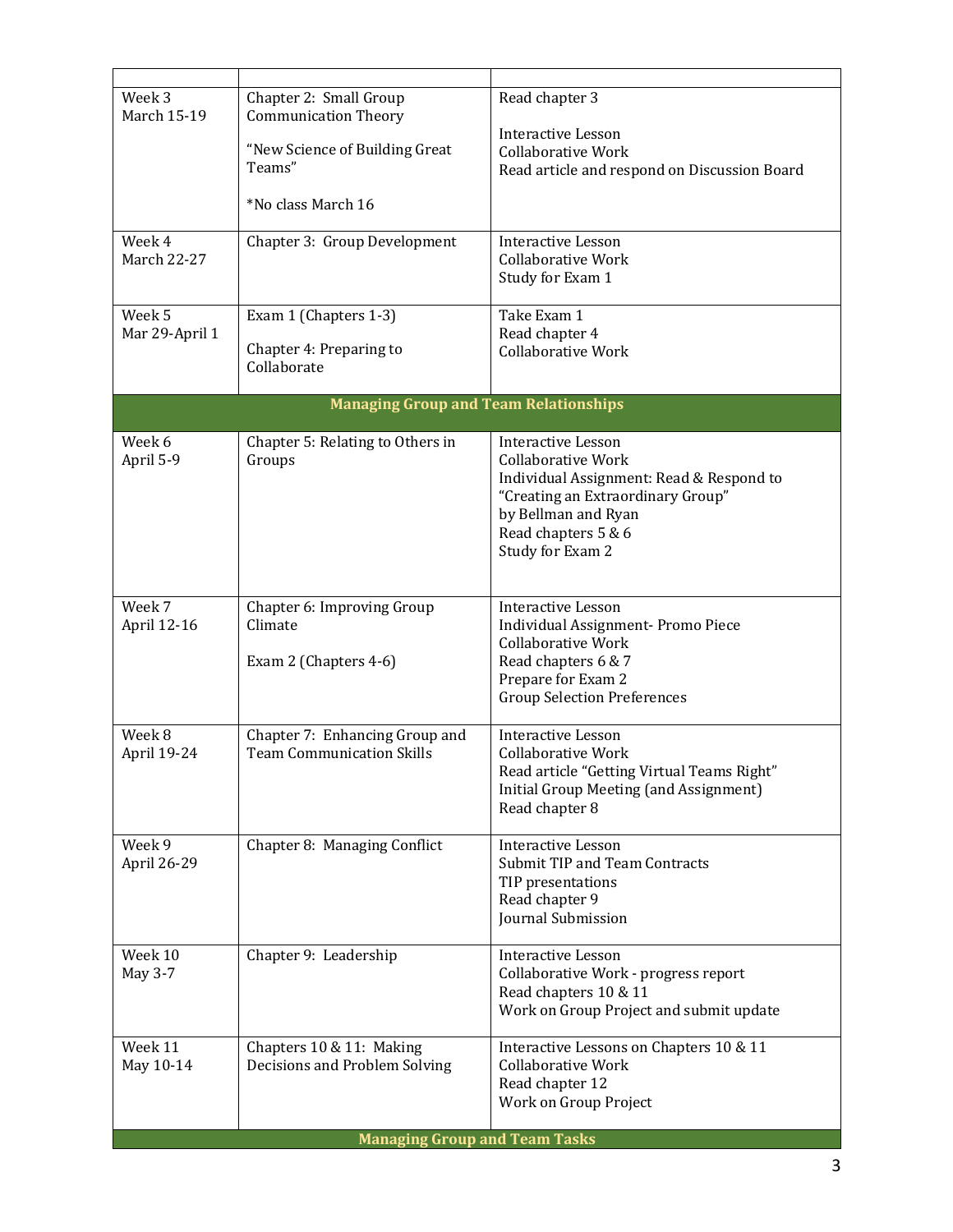| | | |
|---|---|---|
| Week 3<br>March 15-19 | Chapter 2: Small Group Communication Theory<br><br>"New Science of Building Great Teams"<br><br>*No class March 16 | Read chapter 3<br><br>Interactive Lesson<br>Collaborative Work<br>Read article and respond on Discussion Board |
| Week 4<br>March 22-27 | Chapter 3: Group Development | Interactive Lesson<br>Collaborative Work<br>Study for Exam 1 |
| Week 5<br>Mar 29-April 1 | Exam 1 (Chapters 1-3)<br><br>Chapter 4: Preparing to Collaborate | Take Exam 1<br>Read chapter 4<br>Collaborative Work |
| **Managing Group and Team Relationships** | | |
| Week 6<br>April 5-9 | Chapter 5: Relating to Others in Groups | Interactive Lesson<br>Collaborative Work<br>Individual Assignment: Read & Respond to "Creating an Extraordinary Group" by Bellman and Ryan<br>Read chapters 5 & 6<br>Study for Exam 2 |
| Week 7<br>April 12-16 | Chapter 6: Improving Group Climate<br><br>Exam 2 (Chapters 4-6) | Interactive Lesson<br>Individual Assignment- Promo Piece<br>Collaborative Work<br>Read chapters 6 & 7<br>Prepare for Exam 2<br>Group Selection Preferences |
| Week 8<br>April 19-24 | Chapter 7: Enhancing Group and Team Communication Skills | Interactive Lesson<br>Collaborative Work<br>Read article "Getting Virtual Teams Right"<br>Initial Group Meeting (and Assignment)<br>Read chapter 8 |
| Week 9<br>April 26-29 | Chapter 8: Managing Conflict | Interactive Lesson<br>Submit TIP and Team Contracts<br>TIP presentations<br>Read chapter 9<br>Journal Submission |
| Week 10<br>May 3-7 | Chapter 9: Leadership | Interactive Lesson<br>Collaborative Work - progress report<br>Read chapters 10 & 11<br>Work on Group Project and submit update |
| Week 11<br>May 10-14 | Chapters 10 & 11: Making Decisions and Problem Solving | Interactive Lessons on Chapters 10 & 11<br>Collaborative Work<br>Read chapter 12<br>Work on Group Project |
| **Managing Group and Team Tasks** | | |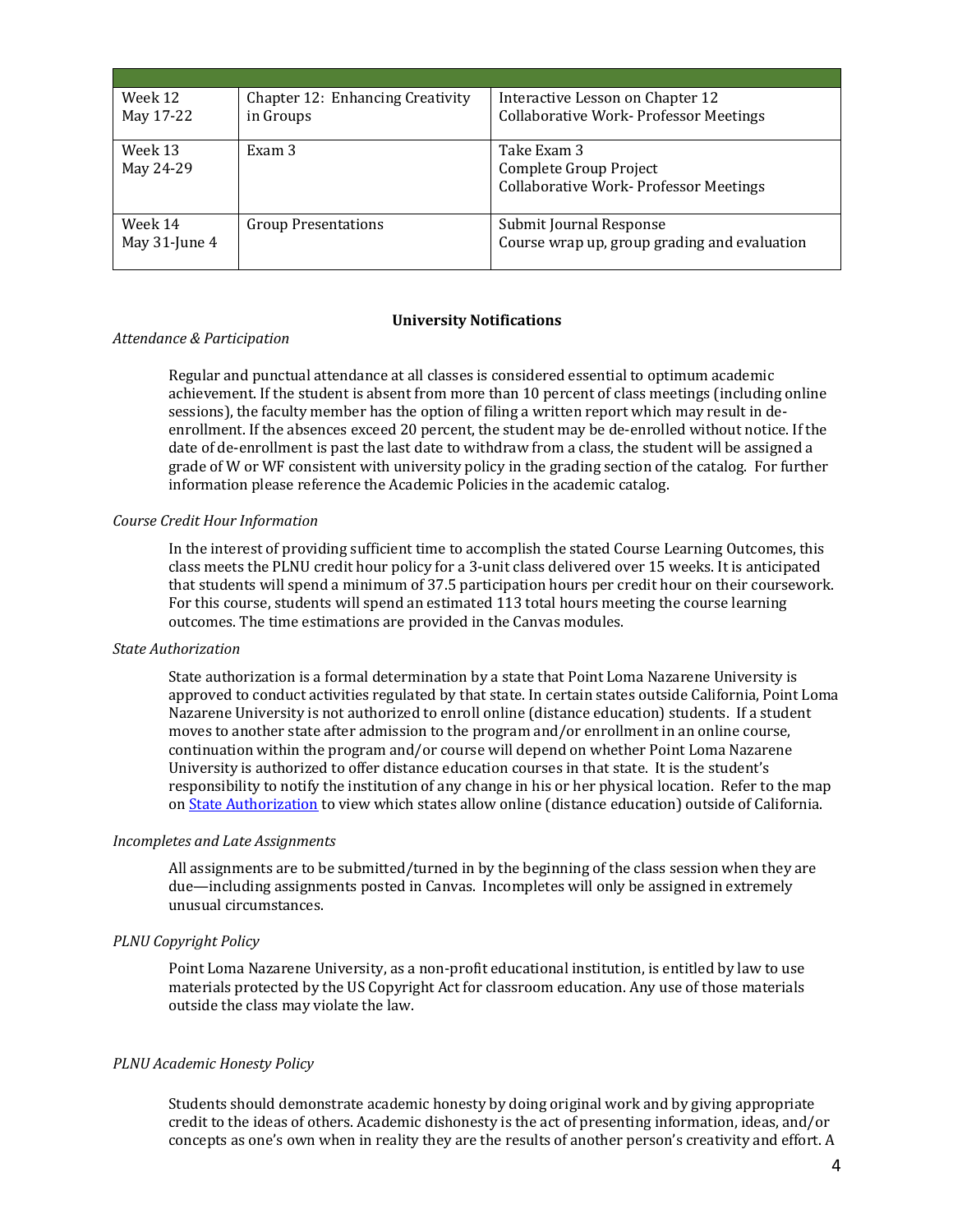| | | |
|---|---|---|
| Week 12<br>May 17-22 | Chapter 12: Enhancing Creativity in Groups | Interactive Lesson on Chapter 12<br>Collaborative Work- Professor Meetings |
| Week 13<br>May 24-29 | Exam 3 | Take Exam 3<br>Complete Group Project<br>Collaborative Work- Professor Meetings |
| Week 14<br>May 31-June 4 | Group Presentations | Submit Journal Response<br>Course wrap up, group grading and evaluation |

## University Notifications

*Attendance & Participation*

Regular and punctual attendance at all classes is considered essential to optimum academic achievement. If the student is absent from more than 10 percent of class meetings (including online sessions), the faculty member has the option of filing a written report which may result in de-enrollment. If the absences exceed 20 percent, the student may be de-enrolled without notice. If the date of de-enrollment is past the last date to withdraw from a class, the student will be assigned a grade of W or WF consistent with university policy in the grading section of the catalog. For further information please reference the Academic Policies in the academic catalog.

*Course Credit Hour Information*

In the interest of providing sufficient time to accomplish the stated Course Learning Outcomes, this class meets the PLNU credit hour policy for a 3-unit class delivered over 15 weeks. It is anticipated that students will spend a minimum of 37.5 participation hours per credit hour on their coursework. For this course, students will spend an estimated 113 total hours meeting the course learning outcomes. The time estimations are provided in the Canvas modules.

*State Authorization*

State authorization is a formal determination by a state that Point Loma Nazarene University is approved to conduct activities regulated by that state. In certain states outside California, Point Loma Nazarene University is not authorized to enroll online (distance education) students. If a student moves to another state after admission to the program and/or enrollment in an online course, continuation within the program and/or course will depend on whether Point Loma Nazarene University is authorized to offer distance education courses in that state. It is the student's responsibility to notify the institution of any change in his or her physical location. Refer to the map on State Authorization to view which states allow online (distance education) outside of California.

*Incompletes and Late Assignments*

All assignments are to be submitted/turned in by the beginning of the class session when they are due—including assignments posted in Canvas. Incompletes will only be assigned in extremely unusual circumstances.

*PLNU Copyright Policy*

Point Loma Nazarene University, as a non-profit educational institution, is entitled by law to use materials protected by the US Copyright Act for classroom education. Any use of those materials outside the class may violate the law.

*PLNU Academic Honesty Policy*

Students should demonstrate academic honesty by doing original work and by giving appropriate credit to the ideas of others. Academic dishonesty is the act of presenting information, ideas, and/or concepts as one's own when in reality they are the results of another person's creativity and effort. A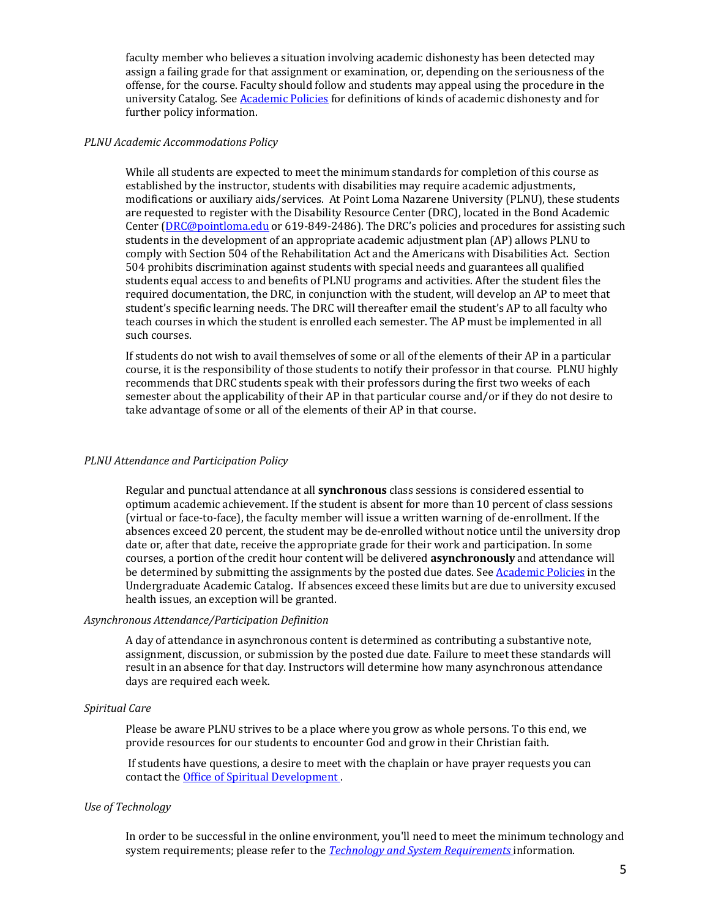faculty member who believes a situation involving academic dishonesty has been detected may assign a failing grade for that assignment or examination, or, depending on the seriousness of the offense, for the course. Faculty should follow and students may appeal using the procedure in the university Catalog. See [Academic Policies] for definitions of kinds of academic dishonesty and for further policy information.

*PLNU Academic Accommodations Policy*

While all students are expected to meet the minimum standards for completion of this course as established by the instructor, students with disabilities may require academic adjustments, modifications or auxiliary aids/services. At Point Loma Nazarene University (PLNU), these students are requested to register with the Disability Resource Center (DRC), located in the Bond Academic Center (DRC@pointloma.edu or 619-849-2486). The DRC's policies and procedures for assisting such students in the development of an appropriate academic adjustment plan (AP) allows PLNU to comply with Section 504 of the Rehabilitation Act and the Americans with Disabilities Act. Section 504 prohibits discrimination against students with special needs and guarantees all qualified students equal access to and benefits of PLNU programs and activities. After the student files the required documentation, the DRC, in conjunction with the student, will develop an AP to meet that student's specific learning needs. The DRC will thereafter email the student's AP to all faculty who teach courses in which the student is enrolled each semester. The AP must be implemented in all such courses.

If students do not wish to avail themselves of some or all of the elements of their AP in a particular course, it is the responsibility of those students to notify their professor in that course. PLNU highly recommends that DRC students speak with their professors during the first two weeks of each semester about the applicability of their AP in that particular course and/or if they do not desire to take advantage of some or all of the elements of their AP in that course.

*PLNU Attendance and Participation Policy*

Regular and punctual attendance at all **synchronous** class sessions is considered essential to optimum academic achievement. If the student is absent for more than 10 percent of class sessions (virtual or face-to-face), the faculty member will issue a written warning of de-enrollment. If the absences exceed 20 percent, the student may be de-enrolled without notice until the university drop date or, after that date, receive the appropriate grade for their work and participation. In some courses, a portion of the credit hour content will be delivered **asynchronously** and attendance will be determined by submitting the assignments by the posted due dates. See [Academic Policies] in the Undergraduate Academic Catalog. If absences exceed these limits but are due to university excused health issues, an exception will be granted.

*Asynchronous Attendance/Participation Definition*

A day of attendance in asynchronous content is determined as contributing a substantive note, assignment, discussion, or submission by the posted due date. Failure to meet these standards will result in an absence for that day. Instructors will determine how many asynchronous attendance days are required each week.

*Spiritual Care*

Please be aware PLNU strives to be a place where you grow as whole persons. To this end, we provide resources for our students to encounter God and grow in their Christian faith.

If students have questions, a desire to meet with the chaplain or have prayer requests you can contact the [Office of Spiritual Development].

*Use of Technology*

In order to be successful in the online environment, you'll need to meet the minimum technology and system requirements; please refer to the [*Technology and System Requirements*] information.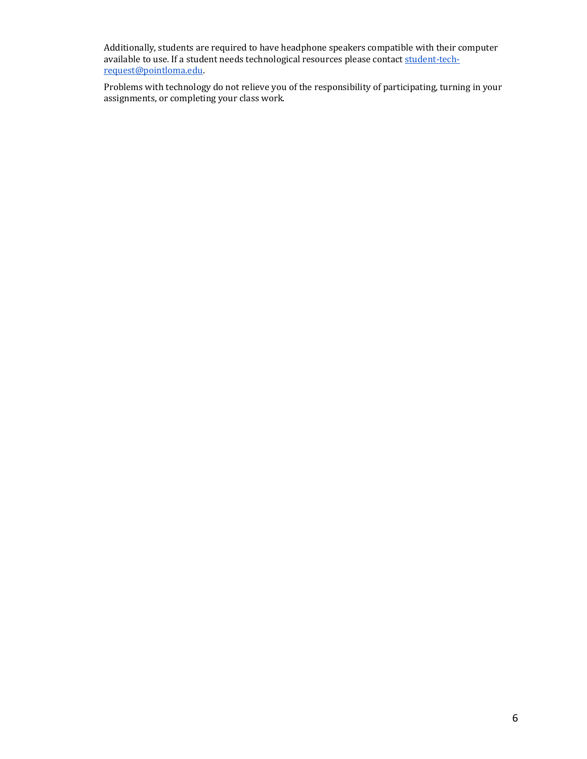Additionally, students are required to have headphone speakers compatible with their computer available to use. If a student needs technological resources please contact [student-tech-request@pointloma.edu](mailto:student-tech-request@pointloma.edu).

Problems with technology do not relieve you of the responsibility of participating, turning in your assignments, or completing your class work.